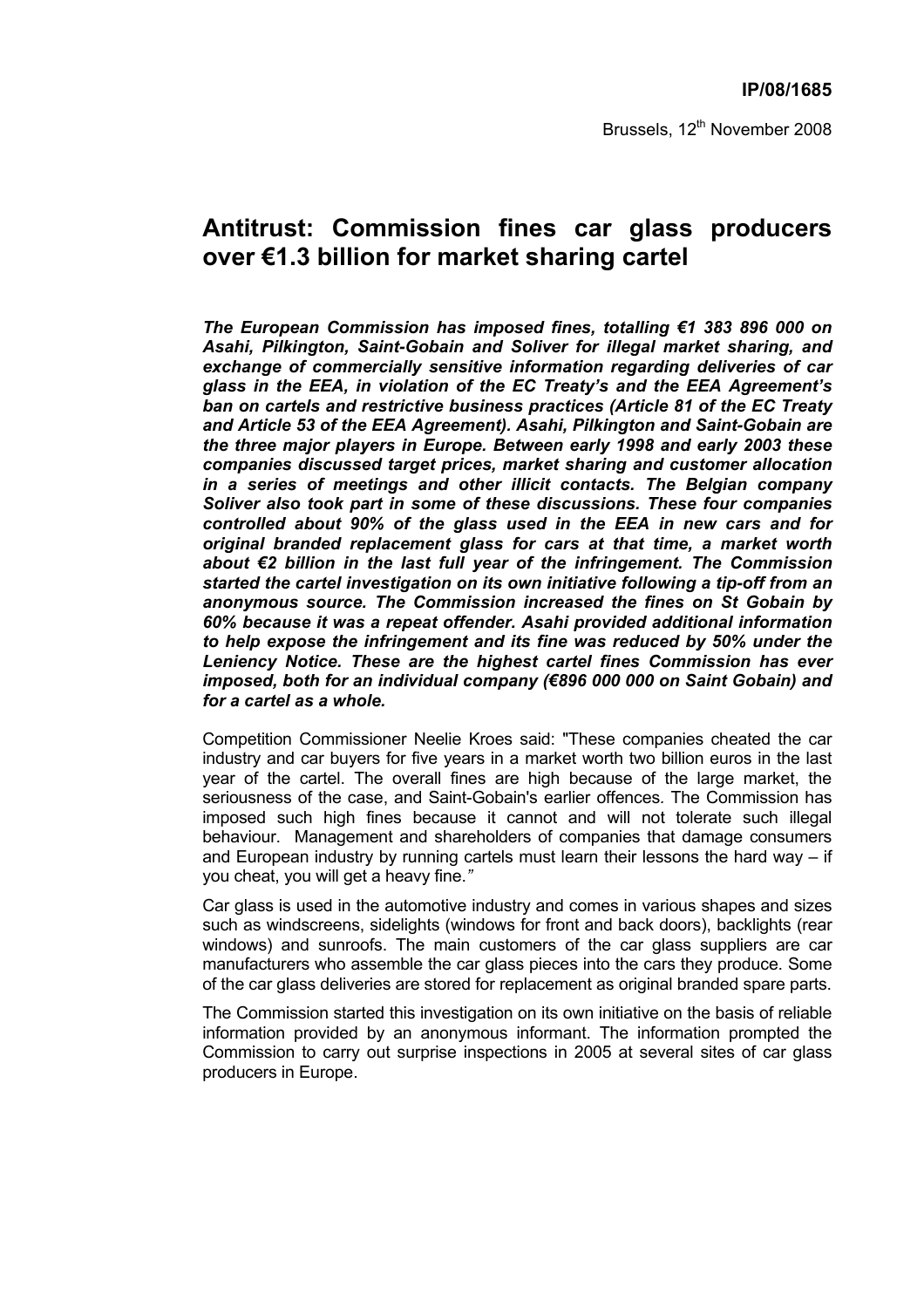**IP/08/1685**

Brussels, 12th November 2008

# Antitrust: Commission fines car glass producers over €1.3 billion for market sharing cartel

***The European Commission has imposed fines, totalling €1 383 896 000 on Asahi, Pilkington, Saint-Gobain and Soliver for illegal market sharing, and exchange of commercially sensitive information regarding deliveries of car glass in the EEA, in violation of the EC Treaty's and the EEA Agreement's ban on cartels and restrictive business practices (Article 81 of the EC Treaty and Article 53 of the EEA Agreement). Asahi, Pilkington and Saint-Gobain are the three major players in Europe. Between early 1998 and early 2003 these companies discussed target prices, market sharing and customer allocation in a series of meetings and other illicit contacts. The Belgian company Soliver also took part in some of these discussions. These four companies controlled about 90% of the glass used in the EEA in new cars and for original branded replacement glass for cars at that time, a market worth about €2 billion in the last full year of the infringement. The Commission started the cartel investigation on its own initiative following a tip-off from an anonymous source. The Commission increased the fines on St Gobain by 60% because it was a repeat offender. Asahi provided additional information to help expose the infringement and its fine was reduced by 50% under the Leniency Notice. These are the highest cartel fines Commission has ever imposed, both for an individual company (€896 000 000 on Saint Gobain) and for a cartel as a whole.***

Competition Commissioner Neelie Kroes said: "These companies cheated the car industry and car buyers for five years in a market worth two billion euros in the last year of the cartel. The overall fines are high because of the large market, the seriousness of the case, and Saint-Gobain's earlier offences. The Commission has imposed such high fines because it cannot and will not tolerate such illegal behaviour. Management and shareholders of companies that damage consumers and European industry by running cartels must learn their lessons the hard way – if you cheat, you will get a heavy fine."

Car glass is used in the automotive industry and comes in various shapes and sizes such as windscreens, sidelights (windows for front and back doors), backlights (rear windows) and sunroofs. The main customers of the car glass suppliers are car manufacturers who assemble the car glass pieces into the cars they produce. Some of the car glass deliveries are stored for replacement as original branded spare parts.

The Commission started this investigation on its own initiative on the basis of reliable information provided by an anonymous informant. The information prompted the Commission to carry out surprise inspections in 2005 at several sites of car glass producers in Europe.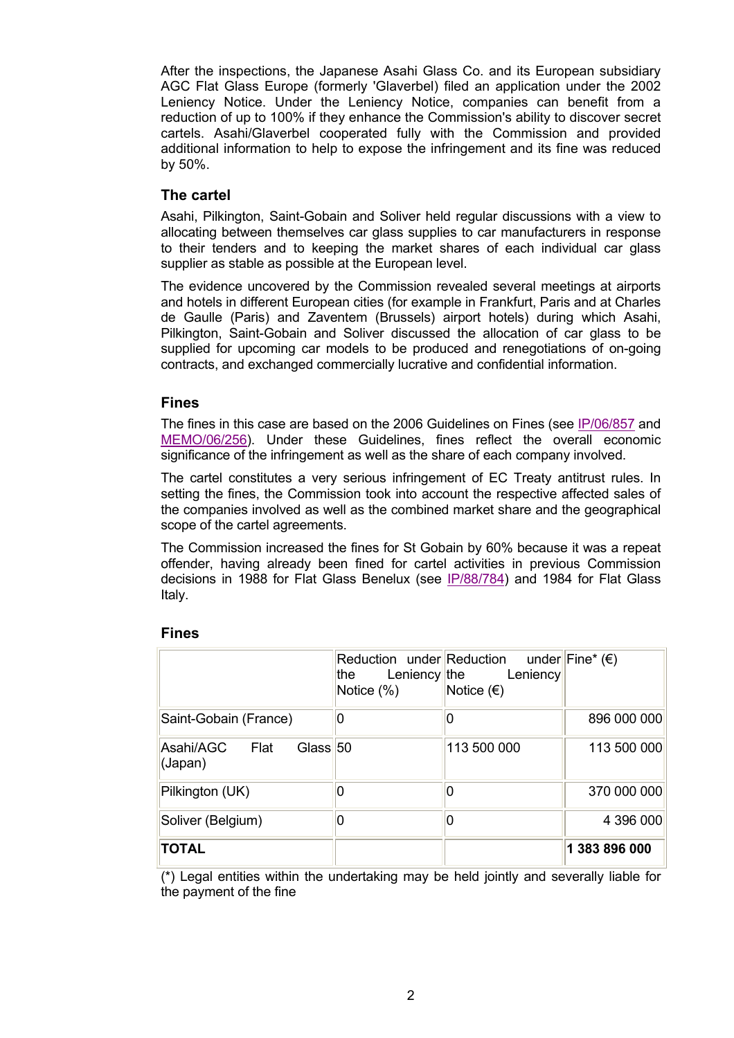After the inspections, the Japanese Asahi Glass Co. and its European subsidiary AGC Flat Glass Europe (formerly 'Glaverbel) filed an application under the 2002 Leniency Notice. Under the Leniency Notice, companies can benefit from a reduction of up to 100% if they enhance the Commission's ability to discover secret cartels. Asahi/Glaverbel cooperated fully with the Commission and provided additional information to help to expose the infringement and its fine was reduced by 50%.

### The cartel

Asahi, Pilkington, Saint-Gobain and Soliver held regular discussions with a view to allocating between themselves car glass supplies to car manufacturers in response to their tenders and to keeping the market shares of each individual car glass supplier as stable as possible at the European level.

The evidence uncovered by the Commission revealed several meetings at airports and hotels in different European cities (for example in Frankfurt, Paris and at Charles de Gaulle (Paris) and Zaventem (Brussels) airport hotels) during which Asahi, Pilkington, Saint-Gobain and Soliver discussed the allocation of car glass to be supplied for upcoming car models to be produced and renegotiations of on-going contracts, and exchanged commercially lucrative and confidential information.

### Fines

The fines in this case are based on the 2006 Guidelines on Fines (see IP/06/857 and MEMO/06/256). Under these Guidelines, fines reflect the overall economic significance of the infringement as well as the share of each company involved.

The cartel constitutes a very serious infringement of EC Treaty antitrust rules. In setting the fines, the Commission took into account the respective affected sales of the companies involved as well as the combined market share and the geographical scope of the cartel agreements.

The Commission increased the fines for St Gobain by 60% because it was a repeat offender, having already been fined for cartel activities in previous Commission decisions in 1988 for Flat Glass Benelux (see IP/88/784) and 1984 for Flat Glass Italy.

### Fines

| | Reduction under the Leniency Notice (%) | Reduction under the Leniency Notice (€) | Fine* (€) |
|---|---|---|---|
| Saint-Gobain (France) | 0 | 0 | 896 000 000 |
| Asahi/AGC Flat Glass (Japan) | 50 | 113 500 000 | 113 500 000 |
| Pilkington (UK) | 0 | 0 | 370 000 000 |
| Soliver (Belgium) | 0 | 0 | 4 396 000 |
| **TOTAL** | | | **1 383 896 000** |

(*) Legal entities within the undertaking may be held jointly and severally liable for the payment of the fine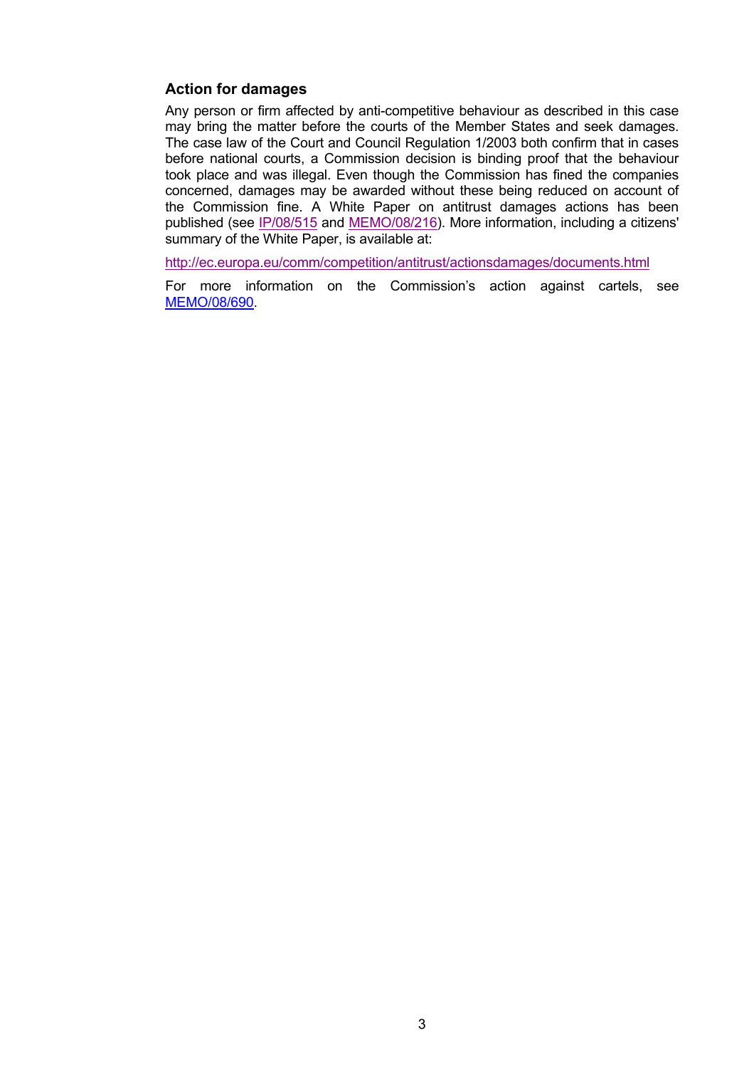### Action for damages

Any person or firm affected by anti-competitive behaviour as described in this case may bring the matter before the courts of the Member States and seek damages. The case law of the Court and Council Regulation 1/2003 both confirm that in cases before national courts, a Commission decision is binding proof that the behaviour took place and was illegal. Even though the Commission has fined the companies concerned, damages may be awarded without these being reduced on account of the Commission fine. A White Paper on antitrust damages actions has been published (see IP/08/515 and MEMO/08/216). More information, including a citizens' summary of the White Paper, is available at:

http://ec.europa.eu/comm/competition/antitrust/actionsdamages/documents.html

For more information on the Commission's action against cartels, see MEMO/08/690.